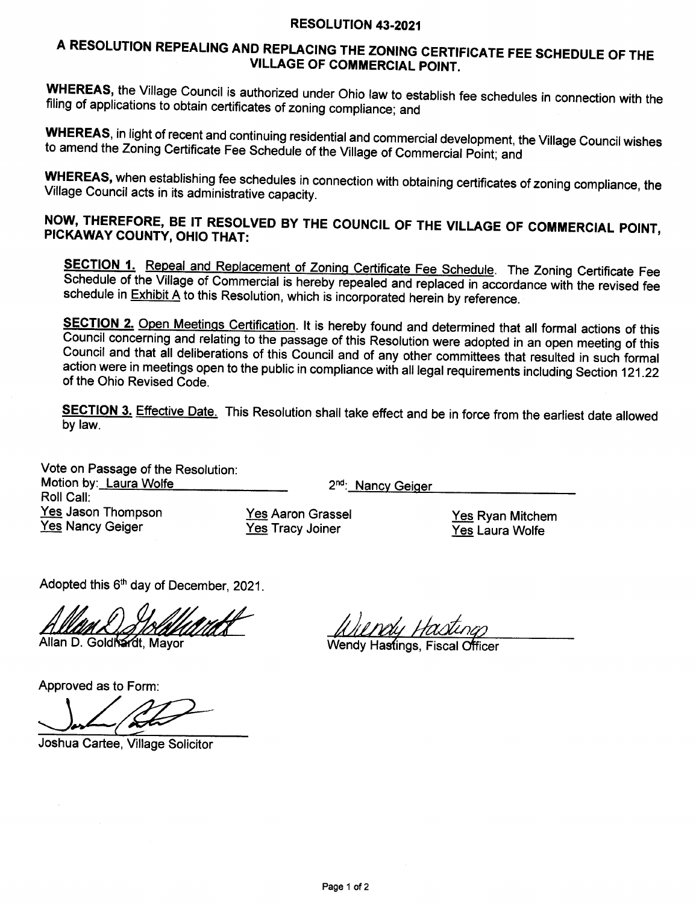# RESOLUTION 43-2021

## A RESOLUTION REPEALING AND REPLACING THE ZONING CERTIFICATE FEE SCHEDULE OF THE VILLAGE OF COMMERCIAL POINT.

**WHEREAS,** the Village Council is authorized under Ohio law to establish fee schedules in connection with the filing of applications to obtain certificates of zoning compliance; and

**WHEREAS,** in light of recent and continuing residential and commercial development, the Village Council wishes to amend the Zoning Certificate Fee Schedule of the Village of Commercial Point; and

**WHEREAS,** when establishing fee schedules in connection with obtaining certificates of zoning compliance, the Village Council acts in its administrative capacity.

**NOW, THEREFORE, BE IT RESOLVED BY THE COUNCIL OF THE VILLAGE OF COMMERCIAL POINT, PICKAWAY COUNTY, OHIO THAT:**

**SECTION 1.** Repeal and Replacement of Zoning Certificate Fee Schedule. The Zoning Certificate Fee Schedule of the Village of Commercial is hereby repealed and replaced in accordance with the revised fee schedule in Exhibit A to this Resolution, which is incorporated herein by reference.

**SECTION 2.** Open Meetings Certification. It is hereby found and determined that all formal actions of this Council concerning and relating to the passage of this Resolution were adopted in an open meeting of this Council and that all deliberations of this Council and of any other committees that resulted in such formal action were in meetings open to the public in compliance with all legal requirements including Section 121.22 of the Ohio Revised Code.

**SECTION 3.** Effective Date. This Resolution shall take effect and be in force from the earliest date allowed by law.

Vote on Passage of the Resolution:
Motion by: Laura Wolfe 2nd: Nancy Geiger
Roll Call:

| | | |
|---|---|---|
| Yes Jason Thompson | Yes Aaron Grassel | Yes Ryan Mitchem |
| Yes Nancy Geiger | Yes Tracy Joiner | Yes Laura Wolfe |

Adopted this 6th day of December, 2021.

Allan D. Goldhardt, Mayor

Wendy Hastings, Fiscal Officer

Approved as to Form:

Joshua Cartee, Village Solicitor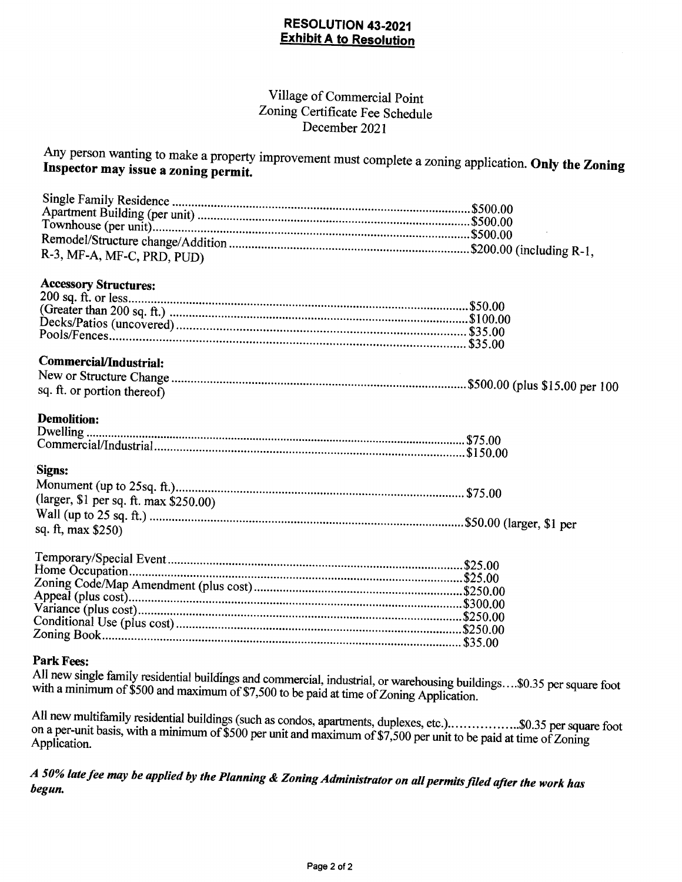**RESOLUTION 43-2021**
**Exhibit A to Resolution**

Village of Commercial Point
Zoning Certificate Fee Schedule
December 2021

Any person wanting to make a property improvement must complete a zoning application. **Only the Zoning Inspector may issue a zoning permit.**

Single Family Residence ........................................ $500.00
Apartment Building (per unit) ................................ $500.00
Townhouse (per unit)............................................ $500.00
Remodel/Structure change/Addition ........................ $200.00 (including R-1, R-3, MF-A, MF-C, PRD, PUD)

**Accessory Structures:**
200 sq. ft. or less.................................................. $50.00
(Greater than 200 sq. ft.) ...................................... $100.00
Decks/Patios (uncovered) ..................................... $35.00
Pools/Fences........................................................ $35.00

**Commercial/Industrial:**
New or Structure Change ....................................... $500.00 (plus $15.00 per 100 sq. ft. or portion thereof)

**Demolition:**
Dwelling .............................................................. $75.00
Commercial/Industrial........................................... $150.00

**Signs:**
Monument (up to 25sq. ft.)..................................... $75.00
(larger, $1 per sq. ft. max $250.00)
Wall (up to 25 sq. ft.) ............................................ $50.00 (larger, $1 per sq. ft, max $250)

Temporary/Special Event....................................... $25.00
Home Occupation.................................................. $25.00
Zoning Code/Map Amendment (plus cost)................ $250.00
Appeal (plus cost)................................................. $300.00
Variance (plus cost).............................................. $250.00
Conditional Use (plus cost) .................................... $250.00
Zoning Book......................................................... $35.00

**Park Fees:**
All new single family residential buildings and commercial, industrial, or warehousing buildings....$0.35 per square foot with a minimum of $500 and maximum of $7,500 to be paid at time of Zoning Application.

All new multifamily residential buildings (such as condos, apartments, duplexes, etc.)..................$0.35 per square foot on a per-unit basis, with a minimum of $500 per unit and maximum of $7,500 per unit to be paid at time of Zoning Application.

***A 50% late fee may be applied by the Planning & Zoning Administrator on all permits filed after the work has begun.***